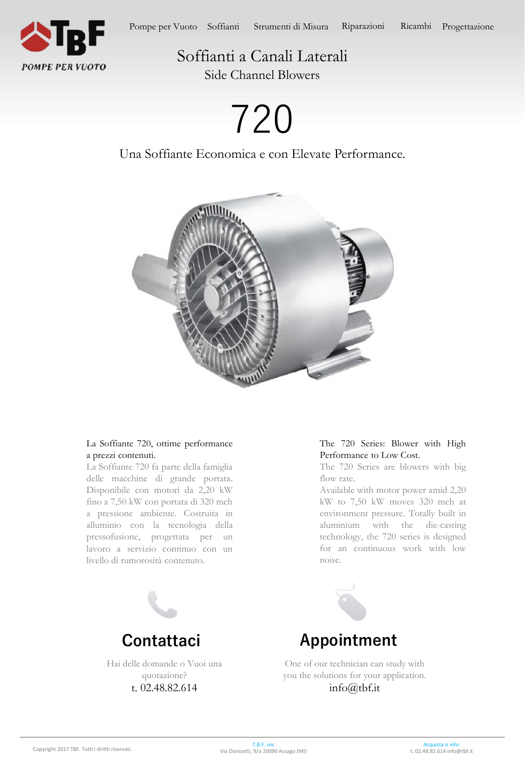Pompe per Vuoto | Soffianti | Strumenti di Misura | Riparazioni | Ricambi | Progettazione

TBF POMPE PER VUOTO

# Soffianti a Canali Laterali

## Side Channel Blowers

# 720

Una Soffiante Economica e con Elevate Performance.

La Soffiante 720, ottime performance a prezzi contenuti.

La Soffiante 720 fa parte della famiglia delle macchine di grande portata. Disponibile con motori da 2,20 kW fino a 7,50 kW con portata di 320 mch a pressione ambiente. Costruita in alluminio con la tecnologia della pressofusione, progettata per un lavoro a servizio continuo con un livello di rumorosità contenuto.

The 720 Series: Blower with High Performance to Low Cost.

The 720 Series are blowers with big flow rate.

Available with motor power amid 2,20 kW to 7,50 kW moves 320 mch at environment pressure. Totally built in aluminium with the die-casting technology, the 720 series is designed for an continuous work with low noise.

## Contattaci

Hai delle domande o Vuoi una quotazione?

t. 02.48.82.614

## Appointment

One of our technician can study with you the solutions for your application.

info@tbf.it

Copyright 2017 TBF. Tutti i diritti riservati.

T.B.F. snc
Via Donizetti, 9/o 20090 Assago (MI)

Acquista o info:
t. 02.48.82.614 info@tbf.it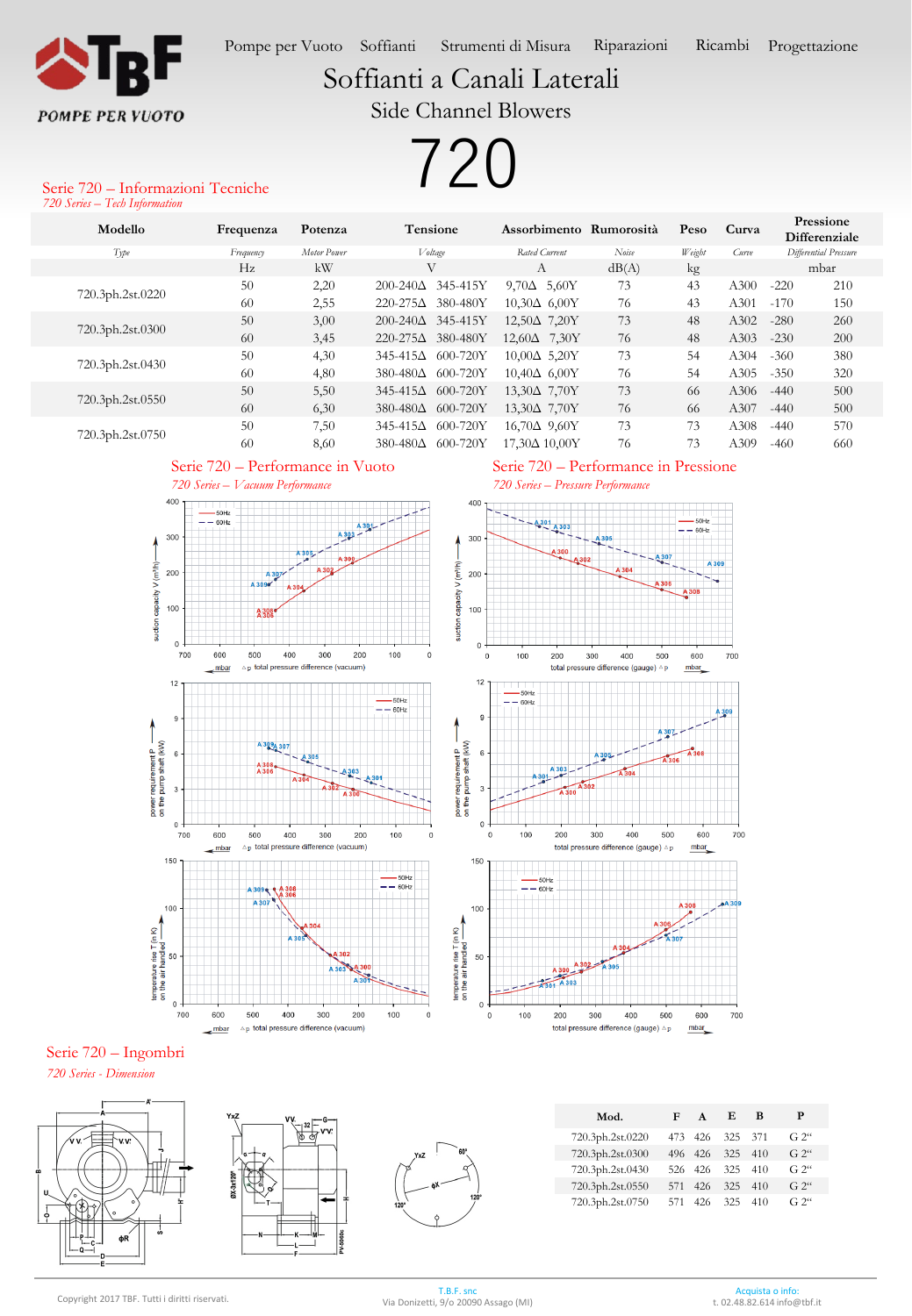Pompe per Vuoto | Soffianti | Strumenti di Misura | Riparazioni | Ricambi | Progettazione

# Soffianti a Canali Laterali

## Side Channel Blowers

# 720

## Serie 720 – Informazioni Tecniche

*720 Series – Tech Information*

| Modello | Frequenza | Potenza | Tensione | | Assorbimento | | Rumorosità | Peso | Curva | | Pressione Differenziale |
|---|---|---|---|---|---|---|---|---|---|---|---|
| *Type* | *Frequency* | *Motor Power* | *Voltage* | | *Rated Current* | | *Noise* | *Weight* | *Curve* | | *Differential Pressure* |
| | Hz | kW | V | | A | | dB(A) | kg | | | mbar |
| 720.3ph.2st.0220 | 50 | 2,20 | 200-240Δ | 345-415Y | 9,70Δ | 5,60Y | 73 | 43 | A300 | -220 | 210 |
| | 60 | 2,55 | 220-275Δ | 380-480Y | 10,30Δ | 6,00Y | 76 | 43 | A301 | -170 | 150 |
| 720.3ph.2st.0300 | 50 | 3,00 | 200-240Δ | 345-415Y | 12,50Δ | 7,20Y | 73 | 48 | A302 | -280 | 260 |
| | 60 | 3,45 | 220-275Δ | 380-480Y | 12,60Δ | 7,30Y | 76 | 48 | A303 | -230 | 200 |
| 720.3ph.2st.0430 | 50 | 4,30 | 345-415Δ | 600-720Y | 10,00Δ | 5,20Y | 73 | 54 | A304 | -360 | 380 |
| | 60 | 4,80 | 380-480Δ | 600-720Y | 10,40Δ | 6,00Y | 76 | 54 | A305 | -350 | 320 |
| 720.3ph.2st.0550 | 50 | 5,50 | 345-415Δ | 600-720Y | 13,30Δ | 7,70Y | 73 | 66 | A306 | -440 | 500 |
| | 60 | 6,30 | 380-480Δ | 600-720Y | 13,30Δ | 7,70Y | 76 | 66 | A307 | -440 | 500 |
| 720.3ph.2st.0750 | 50 | 7,50 | 345-415Δ | 600-720Y | 16,70Δ | 9,60Y | 73 | 73 | A308 | -440 | 570 |
| | 60 | 8,60 | 380-480Δ | 600-720Y | 17,30Δ | 10,00Y | 76 | 73 | A309 | -460 | 660 |

## Serie 720 – Performance in Vuoto

*720 Series – Vacuum Performance*

suction capacity V (m³/h)

total pressure difference (vacuum) Δp mbar

power requirement P on the pump shaft (kW)

temperature rise T (in K) on the air handled

50Hz, 60Hz

## Serie 720 – Performance in Pressione

*720 Series – Pressure Performance*

suction capacity V (m³/h)

total pressure difference (gauge) Δp mbar

power requirement P on the pump shaft (kW)

temperature rise T (in K) on the air handled

50Hz, 60Hz

## Serie 720 – Ingombri

*720 Series - Dimension*

| Mod. | F | A | E | B | P |
|---|---|---|---|---|---|
| 720.3ph.2st.0220 | 473 | 426 | 325 | 371 | G 2" |
| 720.3ph.2st.0300 | 496 | 426 | 325 | 410 | G 2" |
| 720.3ph.2st.0430 | 526 | 426 | 325 | 410 | G 2" |
| 720.3ph.2st.0550 | 571 | 426 | 325 | 410 | G 2" |
| 720.3ph.2st.0750 | 571 | 426 | 325 | 410 | G 2" |

Copyright 2017 TBF. Tutti i diritti riservati.

T.B.F. snc
Via Donizetti, 9/o 20090 Assago (MI)

Acquista o info:
t. 02.48.82.614 info@tbf.it